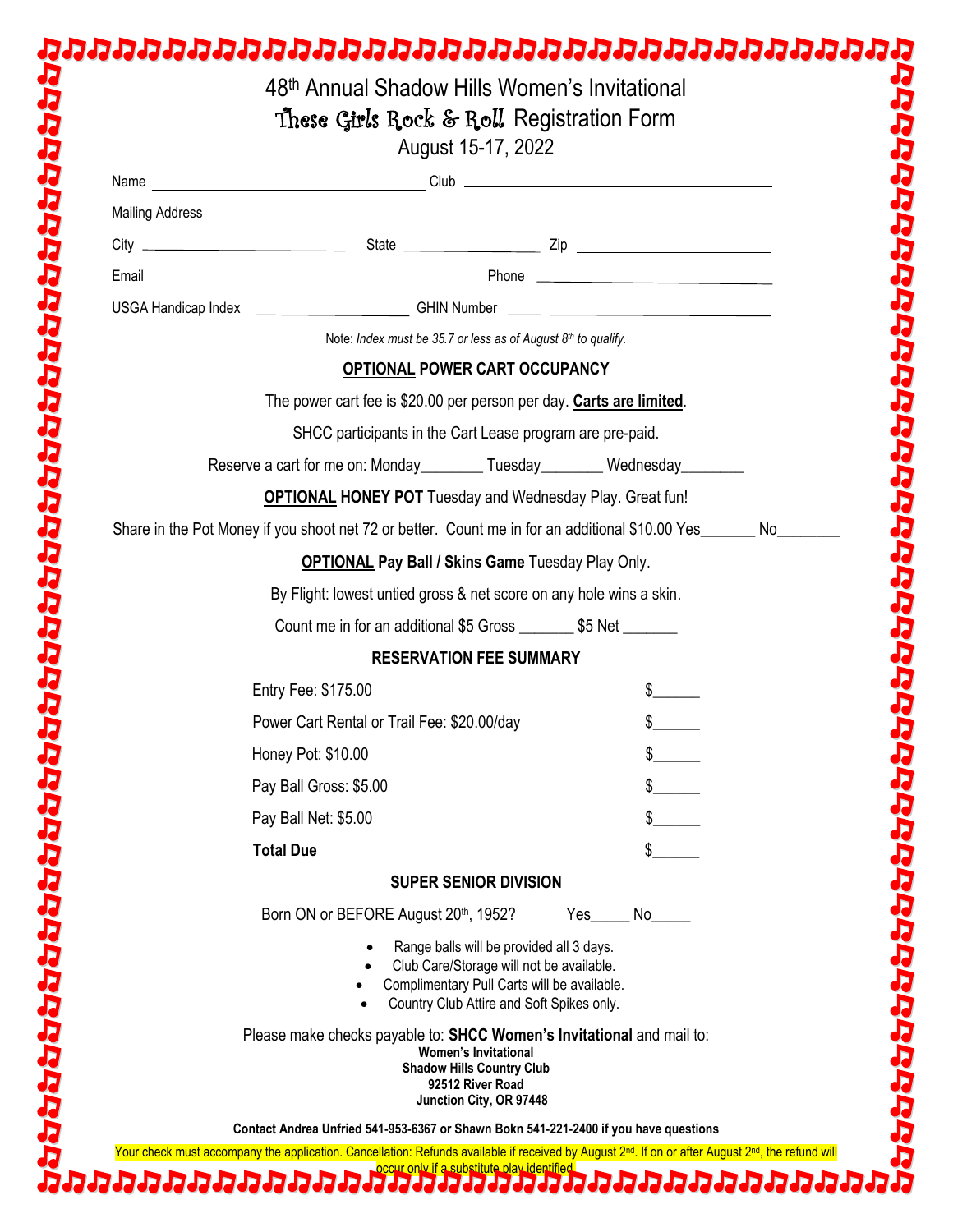# 48th Annual Shadow Hills Women's Invitational

## These Girls Rock & Roll Registration Form

### August 15-17, 2022

Name ______________________ Club ______________________

Mailing Address ______________________________________________

City ______________ State ___________ Zip ______________

Email ______________________ Phone ______________________

USGA Handicap Index ____________ GHIN Number ______________________

Note: *Index must be 35.7 or less as of August 8th to qualify.*

**__OPTIONAL__ POWER CART OCCUPANCY**

The power cart fee is $20.00 per person per day. **__Carts are limited__**.

SHCC participants in the Cart Lease program are pre-paid.

Reserve a cart for me on: Monday________ Tuesday________ Wednesday________

**__OPTIONAL__ HONEY POT** Tuesday and Wednesday Play. Great fun!

Share in the Pot Money if you shoot net 72 or better. Count me in for an additional $10.00 Yes_______ No________

**__OPTIONAL__ Pay Ball / Skins Game** Tuesday Play Only.

By Flight: lowest untied gross & net score on any hole wins a skin.

Count me in for an additional $5 Gross _______ $5 Net _______

**RESERVATION FEE SUMMARY**

| | |
|---|---|
| Entry Fee: $175.00 | $______ |
| Power Cart Rental or Trail Fee: $20.00/day | $______ |
| Honey Pot: $10.00 | $______ |
| Pay Ball Gross: $5.00 | $______ |
| Pay Ball Net: $5.00 | $______ |
| **Total Due** | $______ |

**SUPER SENIOR DIVISION**

Born ON or BEFORE August 20th, 1952? Yes_____ No_____

- Range balls will be provided all 3 days.
- Club Care/Storage will not be available.
- Complimentary Pull Carts will be available.
- Country Club Attire and Soft Spikes only.

Please make checks payable to: **SHCC Women's Invitational** and mail to:

**Women's Invitational**
**Shadow Hills Country Club**
**92512 River Road**
**Junction City, OR 97448**

**Contact Andrea Unfried 541-953-6367 or Shawn Bokn 541-221-2400 if you have questions**

Your check must accompany the application. Cancellation: Refunds available if received by August 2nd. If on or after August 2nd, the refund will occur only if a substitute play identified.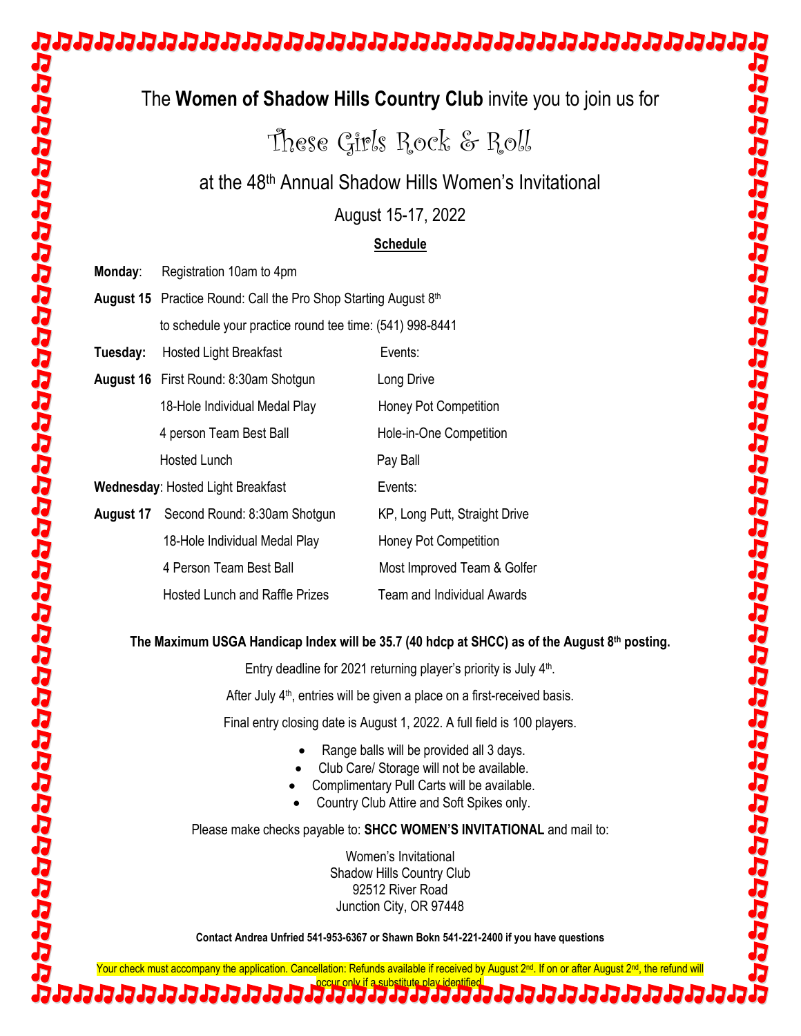The **Women of Shadow Hills Country Club** invite you to join us for

# These Girls Rock & Roll

at the 48th Annual Shadow Hills Women's Invitational

August 15-17, 2022

**Schedule**

| | | |
|---|---|---|
| **Monday**: | Registration 10am to 4pm | |
| **August 15** | Practice Round: Call the Pro Shop Starting August 8th to schedule your practice round tee time: (541) 998-8441 | |
| **Tuesday:** | Hosted Light Breakfast | Events: |
| **August 16** | First Round: 8:30am Shotgun | Long Drive |
| | 18-Hole Individual Medal Play | Honey Pot Competition |
| | 4 person Team Best Ball | Hole-in-One Competition |
| | Hosted Lunch | Pay Ball |
| **Wednesday**: | Hosted Light Breakfast | Events: |
| **August 17** | Second Round: 8:30am Shotgun | KP, Long Putt, Straight Drive |
| | 18-Hole Individual Medal Play | Honey Pot Competition |
| | 4 Person Team Best Ball | Most Improved Team & Golfer |
| | Hosted Lunch and Raffle Prizes | Team and Individual Awards |

**The Maximum USGA Handicap Index will be 35.7 (40 hdcp at SHCC) as of the August 8th posting.**

Entry deadline for 2021 returning player's priority is July 4th.

After July 4th, entries will be given a place on a first-received basis.

Final entry closing date is August 1, 2022. A full field is 100 players.

- Range balls will be provided all 3 days.
- Club Care/ Storage will not be available.
- Complimentary Pull Carts will be available.
- Country Club Attire and Soft Spikes only.

Please make checks payable to: **SHCC WOMEN'S INVITATIONAL** and mail to:

Women's Invitational
Shadow Hills Country Club
92512 River Road
Junction City, OR 97448

**Contact Andrea Unfried 541-953-6367 or Shawn Bokn 541-221-2400 if you have questions**

Your check must accompany the application. Cancellation: Refunds available if received by August 2nd. If on or after August 2nd, the refund will occur only if a substitute play identified.